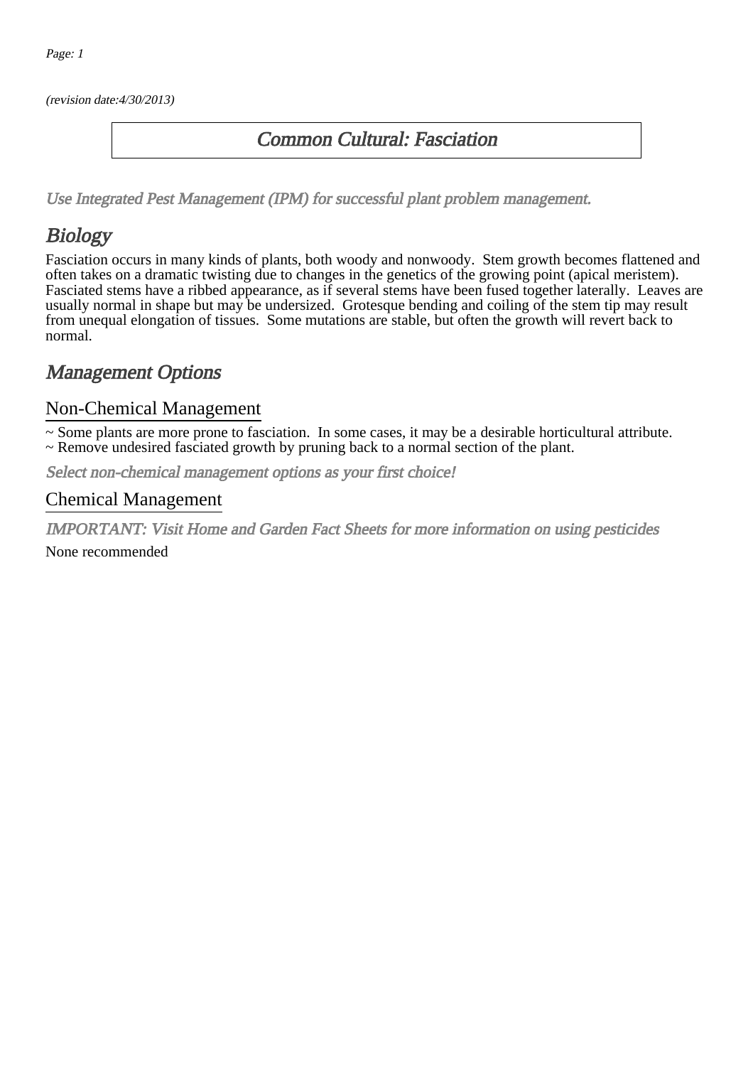*(revision date:4/30/2013)*

# Common Cultural: Fasciation

*Use Integrated Pest Management (IPM) for successful plant problem management.*

## Biology

Fasciation occurs in many kinds of plants, both woody and nonwoody. Stem growth becomes flattened and often takes on a dramatic twisting due to changes in the genetics of the growing point (apical meristem). Fasciated stems have a ribbed appearance, as if several stems have been fused together laterally. Leaves are usually normal in shape but may be undersized. Grotesque bending and coiling of the stem tip may result from unequal elongation of tissues. Some mutations are stable, but often the growth will revert back to normal.

## Management Options

### Non-Chemical Management

~ Some plants are more prone to fasciation. In some cases, it may be a desirable horticultural attribute.
~ Remove undesired fasciated growth by pruning back to a normal section of the plant.

*Select non-chemical management options as your first choice!*

### Chemical Management

*IMPORTANT: Visit Home and Garden Fact Sheets for more information on using pesticides*

None recommended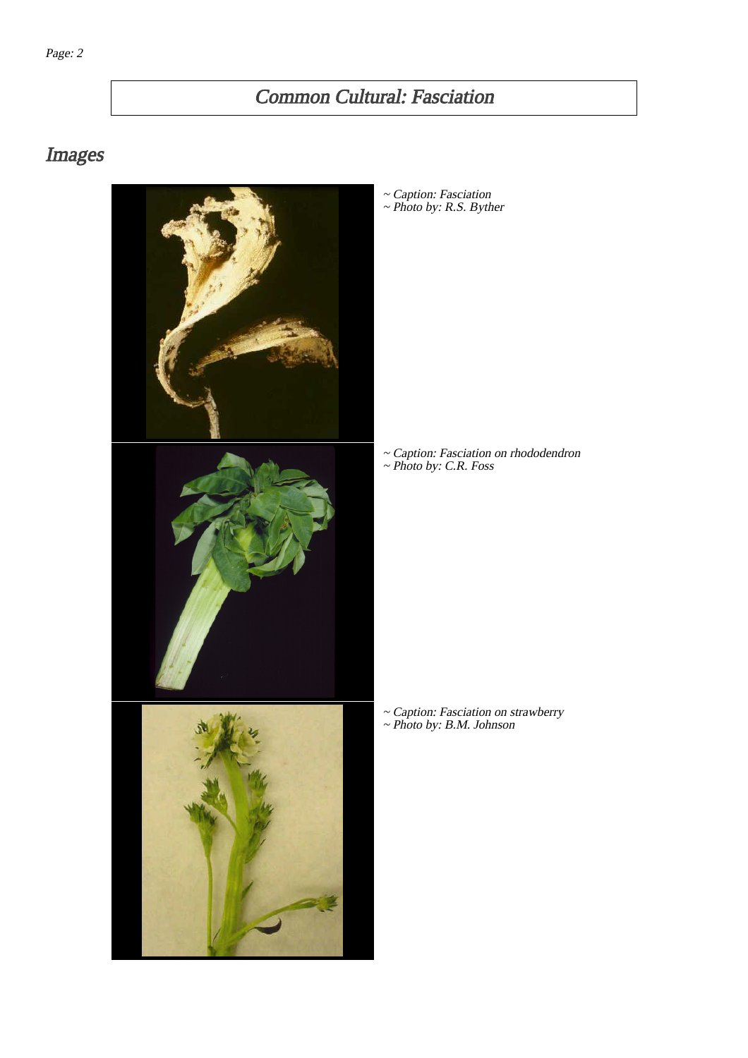# Common Cultural: Fasciation

## Images

~ Caption: Fasciation
~ Photo by: R.S. Byther

~ Caption: Fasciation on rhododendron
~ Photo by: C.R. Foss

~ Caption: Fasciation on strawberry
~ Photo by: B.M. Johnson